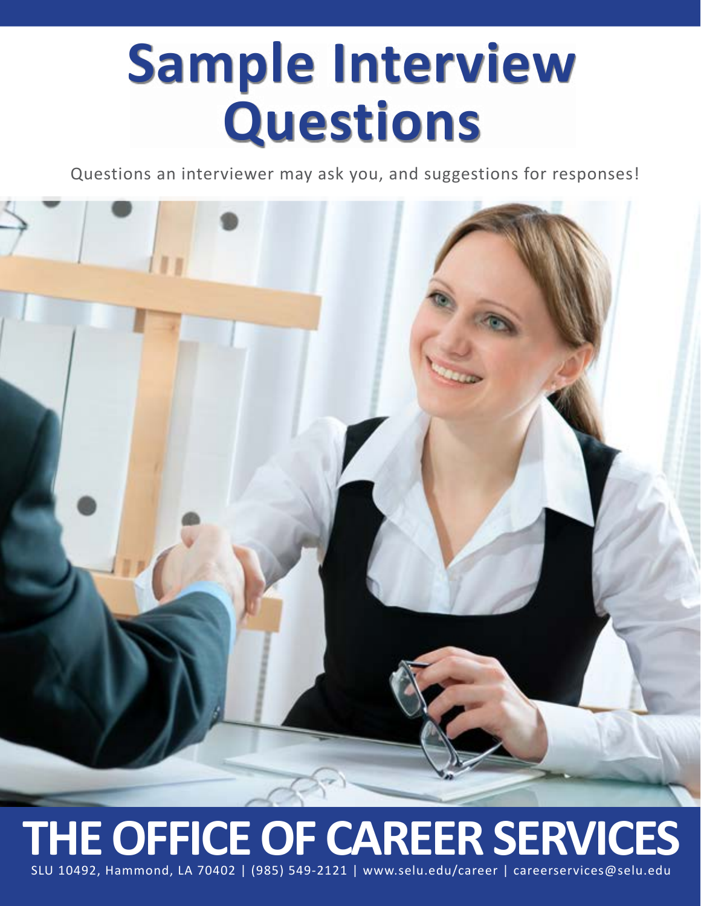# Sample Interview Questions

Questions an interviewer may ask you, and suggestions for responses!

## THE OFFICE OF CAREER SERVICES

SLU 10492, Hammond, LA 70402 | (985) 549-2121 | www.selu.edu/career | careerservices@selu.edu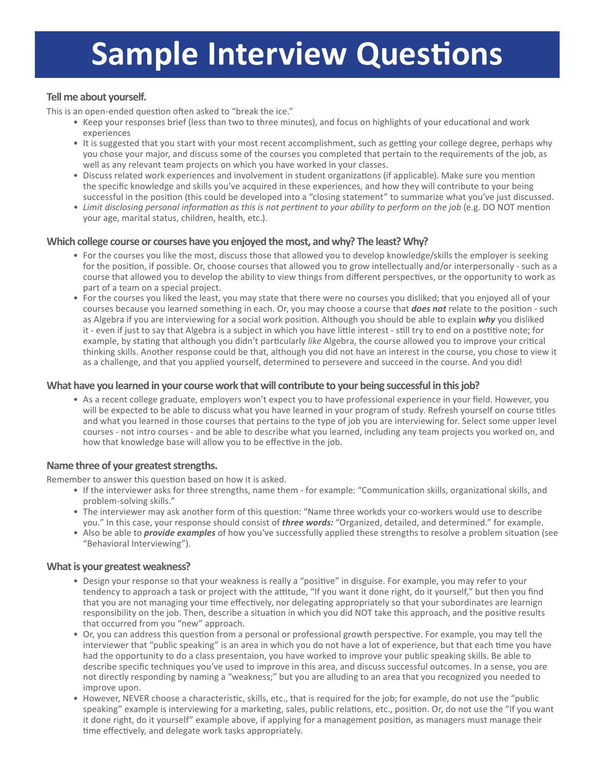# Sample Interview Questions

### Tell me about yourself.

This is an open-ended question often asked to "break the ice."

- Keep your responses brief (less than two to three minutes), and focus on highlights of your educational and work experiences
- It is suggested that you start with your most recent accomplishment, such as getting your college degree, perhaps why you chose your major, and discuss some of the courses you completed that pertain to the requirements of the job, as well as any relevant team projects on which you have worked in your classes.
- Discuss related work experiences and involvement in student organizations (if applicable). Make sure you mention the specific knowledge and skills you've acquired in these experiences, and how they will contribute to your being successful in the position (this could be developed into a "closing statement" to summarize what you've just discussed.
- *Limit disclosing personal information as this is not pertinent to your ability to perform on the job* (e.g. DO NOT mention your age, marital status, children, health, etc.).

### Which college course or courses have you enjoyed the most, and why? The least? Why?

- For the courses you like the most, discuss those that allowed you to develop knowledge/skills the employer is seeking for the position, if possible. Or, choose courses that allowed you to grow intellectually and/or interpersonally - such as a course that allowed you to develop the ability to view things from different perspectives, or the opportunity to work as part of a team on a special project.
- For the courses you liked the least, you may state that there were no courses you disliked; that you enjoyed all of your courses because you learned something in each. Or, you may choose a course that ***does not*** relate to the position - such as Algebra if you are interviewing for a social work position. Although you should be able to explain ***why*** you disliked it - even if just to say that Algebra is a subject in which you have little interest - still try to end on a postitive note; for example, by stating that although you didn't particularly *like* Algebra, the course allowed you to improve your critical thinking skills. Another response could be that, although you did not have an interest in the course, you chose to view it as a challenge, and that you applied yourself, determined to persevere and succeed in the course. And you did!

### What have you learned in your course work that will contribute to your being successful in this job?

- As a recent college graduate, employers won't expect you to have professional experience in your field. However, you will be expected to be able to discuss what you have learned in your program of study. Refresh yourself on course titles and what you learned in those courses that pertains to the type of job you are interviewing for. Select some upper level courses - not intro courses - and be able to describe what you learned, including any team projects you worked on, and how that knowledge base will allow you to be effective in the job.

### Name three of your greatest strengths.

Remember to answer this question based on how it is asked.

- If the interviewer asks for three strengths, name them - for example: "Communication skills, organizational skills, and problem-solving skills."
- The interviewer may ask another form of this question: "Name three workds your co-workers would use to describe you." In this case, your response should consist of ***three words:*** "Organized, detailed, and determined." for example.
- Also be able to ***provide examples*** of how you've successfully applied these strengths to resolve a problem situation (see "Behavioral Interviewing").

### What is your greatest weakness?

- Design your response so that your weakness is really a "positive" in disguise. For example, you may refer to your tendency to approach a task or project with the attitude, "If you want it done right, do it yourself," but then you find that you are not managing your time effectively, nor delegating appropriately so that your subordinates are learnign responsibility on the job. Then, describe a situation in which you did NOT take this approach, and the positive results that occurred from you "new" approach.
- Or, you can address this question from a personal or professional growth perspective. For example, you may tell the interviewer that "public speaking" is an area in which you do not have a lot of experience, but that each time you have had the opportunity to do a class presentaion, you have worked to improve your public speaking skills. Be able to describe specific techniques you've used to improve in this area, and discuss successful outcomes. In a sense, you are not directly responding by naming a "weakness;" but you are alluding to an area that you recognized you needed to improve upon.
- However, NEVER choose a characteristic, skills, etc., that is required for the job; for example, do not use the "public speaking" example is interviewing for a marketing, sales, public relations, etc., position. Or, do not use the "If you want it done right, do it yourself" example above, if applying for a management position, as managers must manage their time effectively, and delegate work tasks appropriately.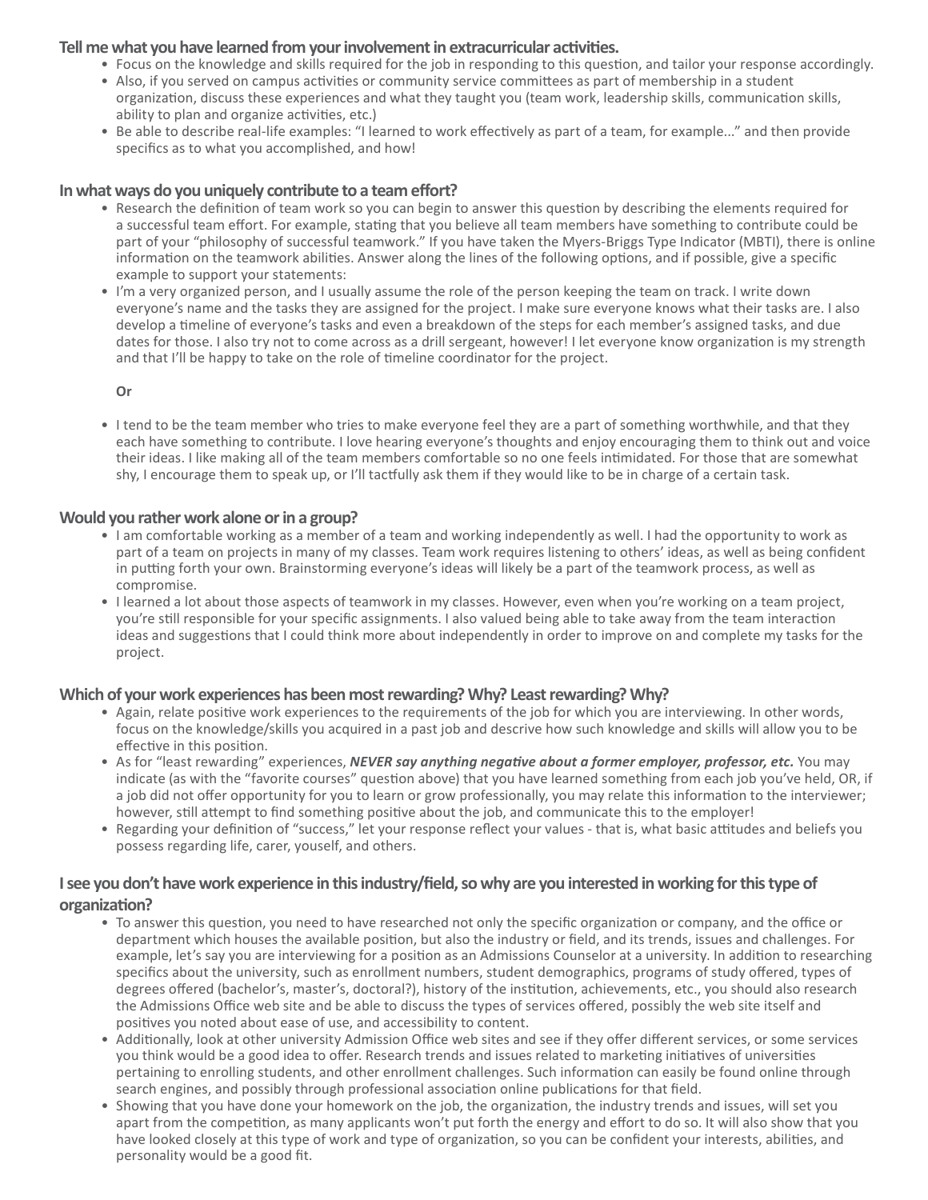### Tell me what you have learned from your involvement in extracurricular activities.

- Focus on the knowledge and skills required for the job in responding to this question, and tailor your response accordingly.
- Also, if you served on campus activities or community service committees as part of membership in a student organization, discuss these experiences and what they taught you (team work, leadership skills, communication skills, ability to plan and organize activities, etc.)
- Be able to describe real-life examples: "I learned to work effectively as part of a team, for example..." and then provide specifics as to what you accomplished, and how!

### In what ways do you uniquely contribute to a team effort?

- Research the definition of team work so you can begin to answer this question by describing the elements required for a successful team effort. For example, stating that you believe all team members have something to contribute could be part of your "philosophy of successful teamwork." If you have taken the Myers-Briggs Type Indicator (MBTI), there is online information on the teamwork abilities. Answer along the lines of the following options, and if possible, give a specific example to support your statements:
- I'm a very organized person, and I usually assume the role of the person keeping the team on track. I write down everyone's name and the tasks they are assigned for the project. I make sure everyone knows what their tasks are. I also develop a timeline of everyone's tasks and even a breakdown of the steps for each member's assigned tasks, and due dates for those. I also try not to come across as a drill sergeant, however! I let everyone know organization is my strength and that I'll be happy to take on the role of timeline coordinator for the project.

  **Or**

- I tend to be the team member who tries to make everyone feel they are a part of something worthwhile, and that they each have something to contribute. I love hearing everyone's thoughts and enjoy encouraging them to think out and voice their ideas. I like making all of the team members comfortable so no one feels intimidated. For those that are somewhat shy, I encourage them to speak up, or I'll tactfully ask them if they would like to be in charge of a certain task.

### Would you rather work alone or in a group?

- I am comfortable working as a member of a team and working independently as well. I had the opportunity to work as part of a team on projects in many of my classes. Team work requires listening to others' ideas, as well as being confident in putting forth your own. Brainstorming everyone's ideas will likely be a part of the teamwork process, as well as compromise.
- I learned a lot about those aspects of teamwork in my classes. However, even when you're working on a team project, you're still responsible for your specific assignments. I also valued being able to take away from the team interaction ideas and suggestions that I could think more about independently in order to improve on and complete my tasks for the project.

### Which of your work experiences has been most rewarding? Why? Least rewarding? Why?

- Again, relate positive work experiences to the requirements of the job for which you are interviewing. In other words, focus on the knowledge/skills you acquired in a past job and descrive how such knowledge and skills will allow you to be effective in this position.
- As for "least rewarding" experiences, ***NEVER say anything negative about a former employer, professor, etc.*** You may indicate (as with the "favorite courses" question above) that you have learned something from each job you've held, OR, if a job did not offer opportunity for you to learn or grow professionally, you may relate this information to the interviewer; however, still attempt to find something positive about the job, and communicate this to the employer!
- Regarding your definition of "success," let your response reflect your values - that is, what basic attitudes and beliefs you possess regarding life, carer, youself, and others.

### I see you don't have work experience in this industry/field, so why are you interested in working for this type of organization?

- To answer this question, you need to have researched not only the specific organization or company, and the office or department which houses the available position, but also the industry or field, and its trends, issues and challenges. For example, let's say you are interviewing for a position as an Admissions Counselor at a university. In addition to researching specifics about the university, such as enrollment numbers, student demographics, programs of study offered, types of degrees offered (bachelor's, master's, doctoral?), history of the institution, achievements, etc., you should also research the Admissions Office web site and be able to discuss the types of services offered, possibly the web site itself and positives you noted about ease of use, and accessibility to content.
- Additionally, look at other university Admission Office web sites and see if they offer different services, or some services you think would be a good idea to offer. Research trends and issues related to marketing initiatives of universities pertaining to enrolling students, and other enrollment challenges. Such information can easily be found online through search engines, and possibly through professional association online publications for that field.
- Showing that you have done your homework on the job, the organization, the industry trends and issues, will set you apart from the competition, as many applicants won't put forth the energy and effort to do so. It will also show that you have looked closely at this type of work and type of organization, so you can be confident your interests, abilities, and personality would be a good fit.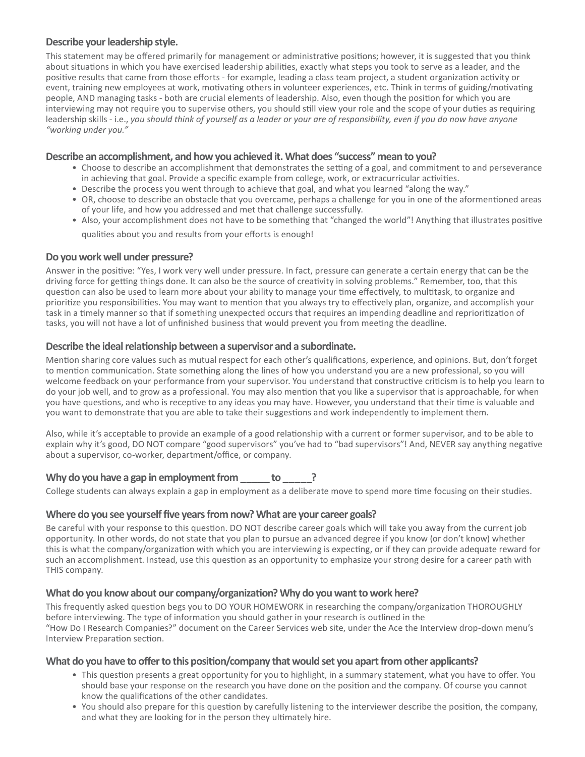### Describe your leadership style.

This statement may be offered primarily for management or administrative positions; however, it is suggested that you think about situations in which you have exercised leadership abilities, exactly what steps you took to serve as a leader, and the positive results that came from those efforts - for example, leading a class team project, a student organization activity or event, training new employees at work, motivating others in volunteer experiences, etc. Think in terms of guiding/motivating people, AND managing tasks - both are crucial elements of leadership. Also, even though the position for which you are interviewing may not require you to supervise others, you should still view your role and the scope of your duties as requiring leadership skills - i.e., *you should think of yourself as a leader or your are of responsibility, even if you do now have anyone "working under you."*

### Describe an accomplishment, and how you achieved it. What does "success" mean to you?

- Choose to describe an accomplishment that demonstrates the setting of a goal, and commitment to and perseverance in achieving that goal. Provide a specific example from college, work, or extracurricular activities.
- Describe the process you went through to achieve that goal, and what you learned "along the way."
- OR, choose to describe an obstacle that you overcame, perhaps a challenge for you in one of the aforementioned areas of your life, and how you addressed and met that challenge successfully.
- Also, your accomplishment does not have to be something that "changed the world"! Anything that illustrates positive qualities about you and results from your efforts is enough!

### Do you work well under pressure?

Answer in the positive: "Yes, I work very well under pressure. In fact, pressure can generate a certain energy that can be the driving force for getting things done. It can also be the source of creativity in solving problems." Remember, too, that this question can also be used to learn more about your ability to manage your time effectively, to multitask, to organize and prioritize you responsibilities. You may want to mention that you always try to effectively plan, organize, and accomplish your task in a timely manner so that if something unexpected occurs that requires an impending deadline and reprioritization of tasks, you will not have a lot of unfinished business that would prevent you from meeting the deadline.

### Describe the ideal relationship between a supervisor and a subordinate.

Mention sharing core values such as mutual respect for each other's qualifications, experience, and opinions. But, don't forget to mention communication. State something along the lines of how you understand you are a new professional, so you will welcome feedback on your performance from your supervisor. You understand that constructive criticism is to help you learn to do your job well, and to grow as a professional. You may also mention that you like a supervisor that is approachable, for when you have questions, and who is receptive to any ideas you may have. However, you understand that their time is valuable and you want to demonstrate that you are able to take their suggestions and work independently to implement them.

Also, while it's acceptable to provide an example of a good relationship with a current or former supervisor, and to be able to explain why it's good, DO NOT compare "good supervisors" you've had to "bad supervisors"! And, NEVER say anything negative about a supervisor, co-worker, department/office, or company.

### Why do you have a gap in employment from _____ to _____?

College students can always explain a gap in employment as a deliberate move to spend more time focusing on their studies.

### Where do you see yourself five years from now? What are your career goals?

Be careful with your response to this question. DO NOT describe career goals which will take you away from the current job opportunity. In other words, do not state that you plan to pursue an advanced degree if you know (or don't know) whether this is what the company/organization with which you are interviewing is expecting, or if they can provide adequate reward for such an accomplishment. Instead, use this question as an opportunity to emphasize your strong desire for a career path with THIS company.

### What do you know about our company/organization? Why do you want to work here?

This frequently asked question begs you to DO YOUR HOMEWORK in researching the company/organization THOROUGHLY before interviewing. The type of information you should gather in your research is outlined in the "How Do I Research Companies?" document on the Career Services web site, under the Ace the Interview drop-down menu's Interview Preparation section.

### What do you have to offer to this position/company that would set you apart from other applicants?

- This question presents a great opportunity for you to highlight, in a summary statement, what you have to offer. You should base your response on the research you have done on the position and the company. Of course you cannot know the qualifications of the other candidates.
- You should also prepare for this question by carefully listening to the interviewer describe the position, the company, and what they are looking for in the person they ultimately hire.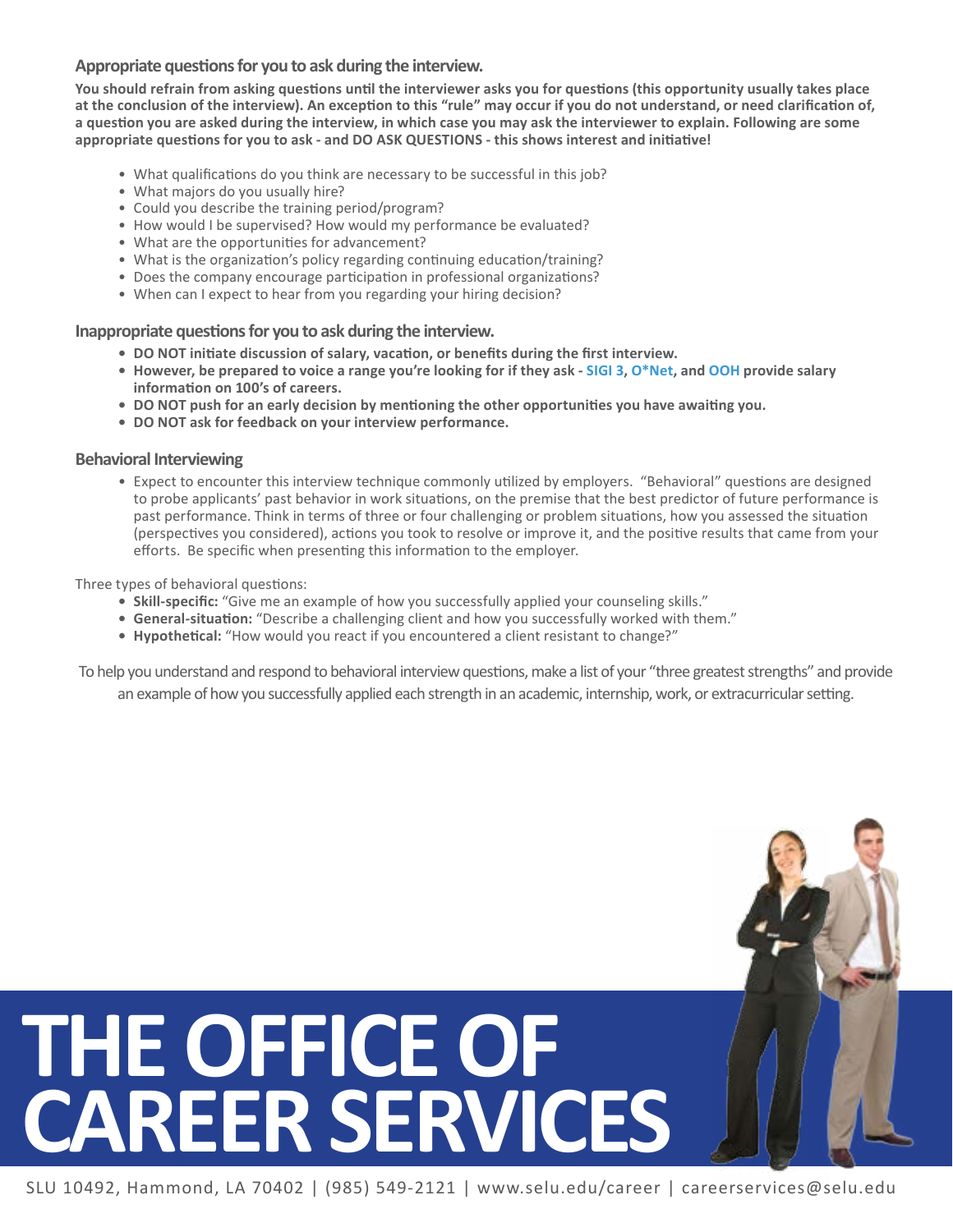## Appropriate questions for you to ask during the interview.

**You should refrain from asking questions until the interviewer asks you for questions (this opportunity usually takes place at the conclusion of the interview). An exception to this "rule" may occur if you do not understand, or need clarification of, a question you are asked during the interview, in which case you may ask the interviewer to explain. Following are some appropriate questions for you to ask - and DO ASK QUESTIONS - this shows interest and initiative!**

- What qualifications do you think are necessary to be successful in this job?
- What majors do you usually hire?
- Could you describe the training period/program?
- How would I be supervised? How would my performance be evaluated?
- What are the opportunities for advancement?
- What is the organization's policy regarding continuing education/training?
- Does the company encourage participation in professional organizations?
- When can I expect to hear from you regarding your hiring decision?

## Inappropriate questions for you to ask during the interview.

- **DO NOT initiate discussion of salary, vacation, or benefits during the first interview.**
- **However, be prepared to voice a range you're looking for if they ask - SIGI 3, O*Net, and OOH provide salary information on 100's of careers.**
- **DO NOT push for an early decision by mentioning the other opportunities you have awaiting you.**
- **DO NOT ask for feedback on your interview performance.**

## Behavioral Interviewing

- Expect to encounter this interview technique commonly utilized by employers. "Behavioral" questions are designed to probe applicants' past behavior in work situations, on the premise that the best predictor of future performance is past performance. Think in terms of three or four challenging or problem situations, how you assessed the situation (perspectives you considered), actions you took to resolve or improve it, and the positive results that came from your efforts. Be specific when presenting this information to the employer.

Three types of behavioral questions:

- **Skill-specific:** "Give me an example of how you successfully applied your counseling skills."
- **General-situation:** "Describe a challenging client and how you successfully worked with them."
- **Hypothetical:** "How would you react if you encountered a client resistant to change?"

To help you understand and respond to behavioral interview questions, make a list of your "three greatest strengths" and provide an example of how you successfully applied each strength in an academic, internship, work, or extracurricular setting.

# THE OFFICE OF CAREER SERVICES

SLU 10492, Hammond, LA 70402 | (985) 549-2121 | www.selu.edu/career | careerservices@selu.edu